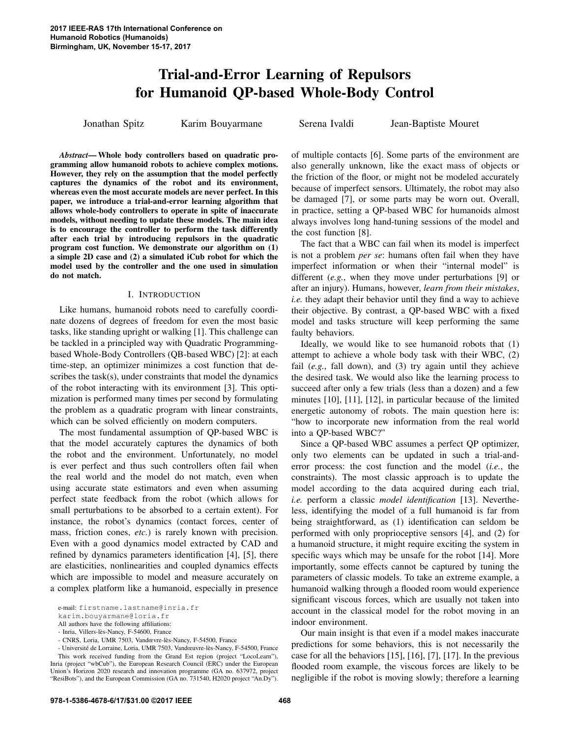# Trial-and-Error Learning of Repulsors for Humanoid QP-based Whole-Body Control

Jonathan Spitz  Karim Bouyarmane  Serena Ivaldi  Jean-Baptiste Mouret

***Abstract*— Whole body controllers based on quadratic programming allow humanoid robots to achieve complex motions. However, they rely on the assumption that the model perfectly captures the dynamics of the robot and its environment, whereas even the most accurate models are never perfect. In this paper, we introduce a trial-and-error learning algorithm that allows whole-body controllers to operate in spite of inaccurate models, without needing to update these models. The main idea is to encourage the controller to perform the task differently after each trial by introducing repulsors in the quadratic program cost function. We demonstrate our algorithm on (1) a simple 2D case and (2) a simulated iCub robot for which the model used by the controller and the one used in simulation do not match.**

## I. INTRODUCTION

Like humans, humanoid robots need to carefully coordinate dozens of degrees of freedom for even the most basic tasks, like standing upright or walking [1]. This challenge can be tackled in a principled way with Quadratic Programming-based Whole-Body Controllers (QB-based WBC) [2]: at each time-step, an optimizer minimizes a cost function that describes the task(s), under constraints that model the dynamics of the robot interacting with its environment [3]. This optimization is performed many times per second by formulating the problem as a quadratic program with linear constraints, which can be solved efficiently on modern computers.

The most fundamental assumption of QP-based WBC is that the model accurately captures the dynamics of both the robot and the environment. Unfortunately, no model is ever perfect and thus such controllers often fail when the real world and the model do not match, even when using accurate state estimators and even when assuming perfect state feedback from the robot (which allows for small perturbations to be absorbed to a certain extent). For instance, the robot's dynamics (contact forces, center of mass, friction cones, *etc.*) is rarely known with precision. Even with a good dynamics model extracted by CAD and refined by dynamics parameters identification [4], [5], there are elasticities, nonlinearities and coupled dynamics effects which are impossible to model and measure accurately on a complex platform like a humanoid, especially in presence of multiple contacts [6]. Some parts of the environment are also generally unknown, like the exact mass of objects or the friction of the floor, or might not be modeled accurately because of imperfect sensors. Ultimately, the robot may also be damaged [7], or some parts may be worn out. Overall, in practice, setting a QP-based WBC for humanoids almost always involves long hand-tuning sessions of the model and the cost function [8].

The fact that a WBC can fail when its model is imperfect is not a problem *per se*: humans often fail when they have imperfect information or when their "internal model" is different (*e.g.*, when they move under perturbations [9] or after an injury). Humans, however, *learn from their mistakes*, *i.e.* they adapt their behavior until they find a way to achieve their objective. By contrast, a QP-based WBC with a fixed model and tasks structure will keep performing the same faulty behaviors.

Ideally, we would like to see humanoid robots that (1) attempt to achieve a whole body task with their WBC, (2) fail (*e.g.*, fall down), and (3) try again until they achieve the desired task. We would also like the learning process to succeed after only a few trials (less than a dozen) and a few minutes [10], [11], [12], in particular because of the limited energetic autonomy of robots. The main question here is: "how to incorporate new information from the real world into a QP-based WBC?"

Since a QP-based WBC assumes a perfect QP optimizer, only two elements can be updated in such a trial-and-error process: the cost function and the model (*i.e.*, the constraints). The most classic approach is to update the model according to the data acquired during each trial, *i.e.* perform a classic *model identification* [13]. Nevertheless, identifying the model of a full humanoid is far from being straightforward, as (1) identification can seldom be performed with only proprioceptive sensors [4], and (2) for a humanoid structure, it might require exciting the system in specific ways which may be unsafe for the robot [14]. More importantly, some effects cannot be captured by tuning the parameters of classic models. To take an extreme example, a humanoid walking through a flooded room would experience significant viscous forces, which are usually not taken into account in the classical model for the robot moving in an indoor environment.

Our main insight is that even if a model makes inaccurate predictions for some behaviors, this is not necessarily the case for all the behaviors [15], [16], [7], [17]. In the previous flooded room example, the viscous forces are likely to be negligible if the robot is moving slowly; therefore a learning

e-mail: firstname.lastname@inria.fr
karim.bouyarmane@loria.fr

All authors have the following affiliations:
- Inria, Villers-lès-Nancy, F-54600, France
- CNRS, Loria, UMR 7503, Vandœvre-lès-Nancy, F-54500, France
- Université de Lorraine, Loria, UMR 7503, Vandœuvre-lès-Nancy, F-54500, France

This work received funding from the Grand Est region (project "LocoLearn"), Inria (project "wbCub"), the European Research Council (ERC) under the European Union's Horizon 2020 research and innovation programme (GA no. 637972, project "ResiBots"), and the European Commission (GA no. 731540, H2020 project "An.Dy").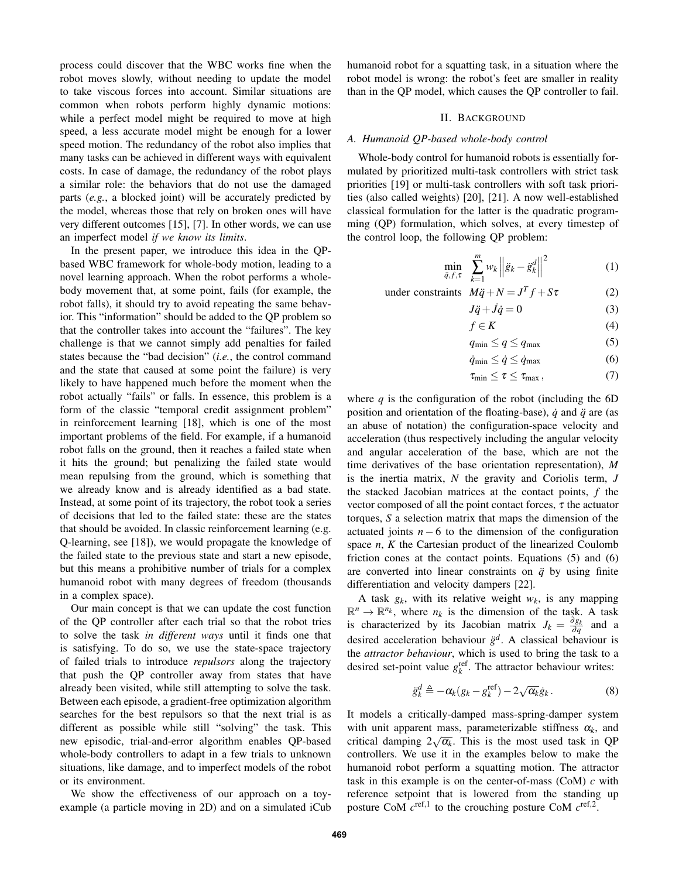process could discover that the WBC works fine when the robot moves slowly, without needing to update the model to take viscous forces into account. Similar situations are common when robots perform highly dynamic motions: while a perfect model might be required to move at high speed, a less accurate model might be enough for a lower speed motion. The redundancy of the robot also implies that many tasks can be achieved in different ways with equivalent costs. In case of damage, the redundancy of the robot plays a similar role: the behaviors that do not use the damaged parts (*e.g.*, a blocked joint) will be accurately predicted by the model, whereas those that rely on broken ones will have very different outcomes [15], [7]. In other words, we can use an imperfect model *if we know its limits*.

In the present paper, we introduce this idea in the QP-based WBC framework for whole-body motion, leading to a novel learning approach. When the robot performs a whole-body movement that, at some point, fails (for example, the robot falls), it should try to avoid repeating the same behavior. This "information" should be added to the QP problem so that the controller takes into account the "failures". The key challenge is that we cannot simply add penalties for failed states because the "bad decision" (*i.e.*, the control command and the state that caused at some point the failure) is very likely to have happened much before the moment when the robot actually "fails" or falls. In essence, this problem is a form of the classic "temporal credit assignment problem" in reinforcement learning [18], which is one of the most important problems of the field. For example, if a humanoid robot falls on the ground, then it reaches a failed state when it hits the ground; but penalizing the failed state would mean repulsing from the ground, which is something that we already know and is already identified as a bad state. Instead, at some point of its trajectory, the robot took a series of decisions that led to the failed state: these are the states that should be avoided. In classic reinforcement learning (e.g. Q-learning, see [18]), we would propagate the knowledge of the failed state to the previous state and start a new episode, but this means a prohibitive number of trials for a complex humanoid robot with many degrees of freedom (thousands in a complex space).

Our main concept is that we can update the cost function of the QP controller after each trial so that the robot tries to solve the task *in different ways* until it finds one that is satisfying. To do so, we use the state-space trajectory of failed trials to introduce *repulsors* along the trajectory that push the QP controller away from states that have already been visited, while still attempting to solve the task. Between each episode, a gradient-free optimization algorithm searches for the best repulsors so that the next trial is as different as possible while still "solving" the task. This new episodic, trial-and-error algorithm enables QP-based whole-body controllers to adapt in a few trials to unknown situations, like damage, and to imperfect models of the robot or its environment.

We show the effectiveness of our approach on a toy-example (a particle moving in 2D) and on a simulated iCub humanoid robot for a squatting task, in a situation where the robot model is wrong: the robot's feet are smaller in reality than in the QP model, which causes the QP controller to fail.

## II. Background

### A. Humanoid QP-based whole-body control

Whole-body control for humanoid robots is essentially formulated by prioritized multi-task controllers with strict task priorities [19] or multi-task controllers with soft task priorities (also called weights) [20], [21]. A now well-established classical formulation for the latter is the quadratic programming (QP) formulation, which solves, at every timestep of the control loop, the following QP problem:

$$\min_{\ddot{q}, f, \tau} \quad \sum_{k=1}^{m} w_k \left\| \ddot{g}_k - \ddot{g}_k^d \right\|^2 \tag{1}$$

$$\text{under constraints} \quad M\ddot{q} + N = J^T f + S\tau \tag{2}$$

$$J\ddot{q} + \dot{J}\dot{q} = 0 \tag{3}$$

$$f \in K \tag{4}$$

$$q_{\min} \leq q \leq q_{\max} \tag{5}$$

$$\dot{q}_{\min} \leq \dot{q} \leq \dot{q}_{\max} \tag{6}$$

$$\tau_{\min} \leq \tau \leq \tau_{\max}\,, \tag{7}$$

where $q$ is the configuration of the robot (including the 6D position and orientation of the floating-base), $\dot{q}$ and $\ddot{q}$ are (as an abuse of notation) the configuration-space velocity and acceleration (thus respectively including the angular velocity and angular acceleration of the base, which are not the time derivatives of the base orientation representation), $M$ is the inertia matrix, $N$ the gravity and Coriolis term, $J$ the stacked Jacobian matrices at the contact points, $f$ the vector composed of all the point contact forces, $\tau$ the actuator torques, $S$ a selection matrix that maps the dimension of the actuated joints $n-6$ to the dimension of the configuration space $n$, $K$ the Cartesian product of the linearized Coulomb friction cones at the contact points. Equations (5) and (6) are converted into linear constraints on $\ddot{q}$ by using finite differentiation and velocity dampers [22].

A task $g_k$, with its relative weight $w_k$, is any mapping $\mathbb{R}^n \rightarrow \mathbb{R}^{n_k}$, where $n_k$ is the dimension of the task. A task is characterized by its Jacobian matrix $J_k = \frac{\partial g_k}{\partial q}$ and a desired acceleration behaviour $\ddot{g}^d$. A classical behaviour is the *attractor behaviour*, which is used to bring the task to a desired set-point value $g_k^{\text{ref}}$. The attractor behaviour writes:

$$\ddot{g}_k^d \triangleq -\alpha_k (g_k - g_k^{\text{ref}}) - 2\sqrt{\alpha_k}\dot{g}_k\,. \tag{8}$$

It models a critically-damped mass-spring-damper system with unit apparent mass, parameterizable stiffness $\alpha_k$, and critical damping $2\sqrt{\alpha_k}$. This is the most used task in QP controllers. We use it in the examples below to make the humanoid robot perform a squatting motion. The attractor task in this example is on the center-of-mass (CoM) $c$ with reference setpoint that is lowered from the standing up posture CoM $c^{\text{ref},1}$ to the crouching posture CoM $c^{\text{ref},2}$.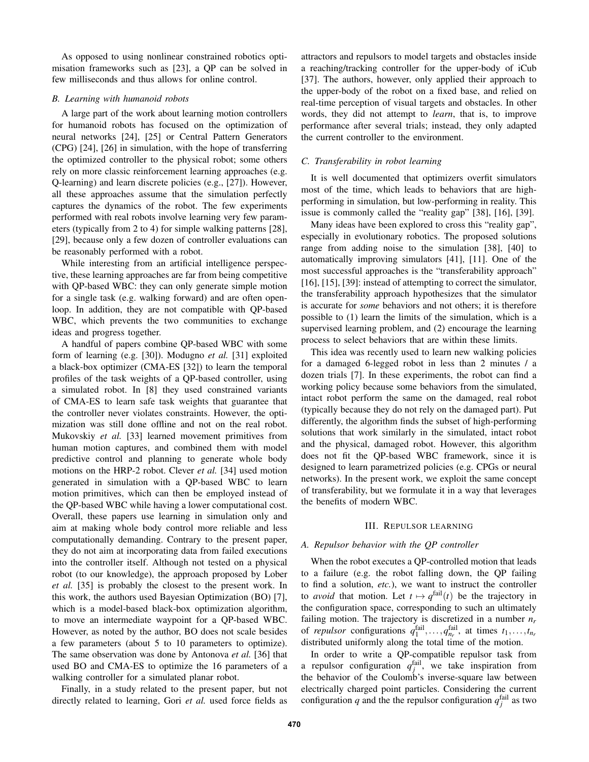As opposed to using nonlinear constrained robotics optimisation frameworks such as [23], a QP can be solved in few milliseconds and thus allows for online control.

### B. Learning with humanoid robots

A large part of the work about learning motion controllers for humanoid robots has focused on the optimization of neural networks [24], [25] or Central Pattern Generators (CPG) [24], [26] in simulation, with the hope of transferring the optimized controller to the physical robot; some others rely on more classic reinforcement learning approaches (e.g. Q-learning) and learn discrete policies (e.g., [27]). However, all these approaches assume that the simulation perfectly captures the dynamics of the robot. The few experiments performed with real robots involve learning very few parameters (typically from 2 to 4) for simple walking patterns [28], [29], because only a few dozen of controller evaluations can be reasonably performed with a robot.

While interesting from an artificial intelligence perspective, these learning approaches are far from being competitive with QP-based WBC: they can only generate simple motion for a single task (e.g. walking forward) and are often open-loop. In addition, they are not compatible with QP-based WBC, which prevents the two communities to exchange ideas and progress together.

A handful of papers combine QP-based WBC with some form of learning (e.g. [30]). Modugno *et al.* [31] exploited a black-box optimizer (CMA-ES [32]) to learn the temporal profiles of the task weights of a QP-based controller, using a simulated robot. In [8] they used constrained variants of CMA-ES to learn safe task weights that guarantee that the controller never violates constraints. However, the optimization was still done offline and not on the real robot. Mukovskiy *et al.* [33] learned movement primitives from human motion captures, and combined them with model predictive control and planning to generate whole body motions on the HRP-2 robot. Clever *et al.* [34] used motion generated in simulation with a QP-based WBC to learn motion primitives, which can then be employed instead of the QP-based WBC while having a lower computational cost. Overall, these papers use learning in simulation only and aim at making whole body control more reliable and less computationally demanding. Contrary to the present paper, they do not aim at incorporating data from failed executions into the controller itself. Although not tested on a physical robot (to our knowledge), the approach proposed by Lober *et al.* [35] is probably the closest to the present work. In this work, the authors used Bayesian Optimization (BO) [7], which is a model-based black-box optimization algorithm, to move an intermediate waypoint for a QP-based WBC. However, as noted by the author, BO does not scale besides a few parameters (about 5 to 10 parameters to optimize). The same observation was done by Antonova *et al.* [36] that used BO and CMA-ES to optimize the 16 parameters of a walking controller for a simulated planar robot.

Finally, in a study related to the present paper, but not directly related to learning, Gori *et al.* used force fields as attractors and repulsors to model targets and obstacles inside a reaching/tracking controller for the upper-body of iCub [37]. The authors, however, only applied their approach to the upper-body of the robot on a fixed base, and relied on real-time perception of visual targets and obstacles. In other words, they did not attempt to *learn*, that is, to improve performance after several trials; instead, they only adapted the current controller to the environment.

### C. Transferability in robot learning

It is well documented that optimizers overfit simulators most of the time, which leads to behaviors that are high-performing in simulation, but low-performing in reality. This issue is commonly called the "reality gap" [38], [16], [39].

Many ideas have been explored to cross this "reality gap", especially in evolutionary robotics. The proposed solutions range from adding noise to the simulation [38], [40] to automatically improving simulators [41], [11]. One of the most successful approaches is the "transferability approach" [16], [15], [39]: instead of attempting to correct the simulator, the transferability approach hypothesizes that the simulator is accurate for *some* behaviors and not others; it is therefore possible to (1) learn the limits of the simulation, which is a supervised learning problem, and (2) encourage the learning process to select behaviors that are within these limits.

This idea was recently used to learn new walking policies for a damaged 6-legged robot in less than 2 minutes / a dozen trials [7]. In these experiments, the robot can find a working policy because some behaviors from the simulated, intact robot perform the same on the damaged, real robot (typically because they do not rely on the damaged part). Put differently, the algorithm finds the subset of high-performing solutions that work similarly in the simulated, intact robot and the physical, damaged robot. However, this algorithm does not fit the QP-based WBC framework, since it is designed to learn parametrized policies (e.g. CPGs or neural networks). In the present work, we exploit the same concept of transferability, but we formulate it in a way that leverages the benefits of modern WBC.

## III. Repulsor learning

### A. Repulsor behavior with the QP controller

When the robot executes a QP-controlled motion that leads to a failure (e.g. the robot falling down, the QP failing to find a solution, *etc.*), we want to instruct the controller to *avoid* that motion. Let $t \mapsto q^{\text{fail}}(t)$ be the trajectory in the configuration space, corresponding to such an ultimately failing motion. The trajectory is discretized in a number $n_r$ of *repulsor* configurations $q_1^{\text{fail}}, \ldots, q_{n_r}^{\text{fail}}$, at times $t_1, \ldots, t_{n_r}$ distributed uniformly along the total time of the motion.

In order to write a QP-compatible repulsor task from a repulsor configuration $q_j^{\text{fail}}$, we take inspiration from the behavior of the Coulomb's inverse-square law between electrically charged point particles. Considering the current configuration $q$ and the the repulsor configuration $q_j^{\text{fail}}$ as two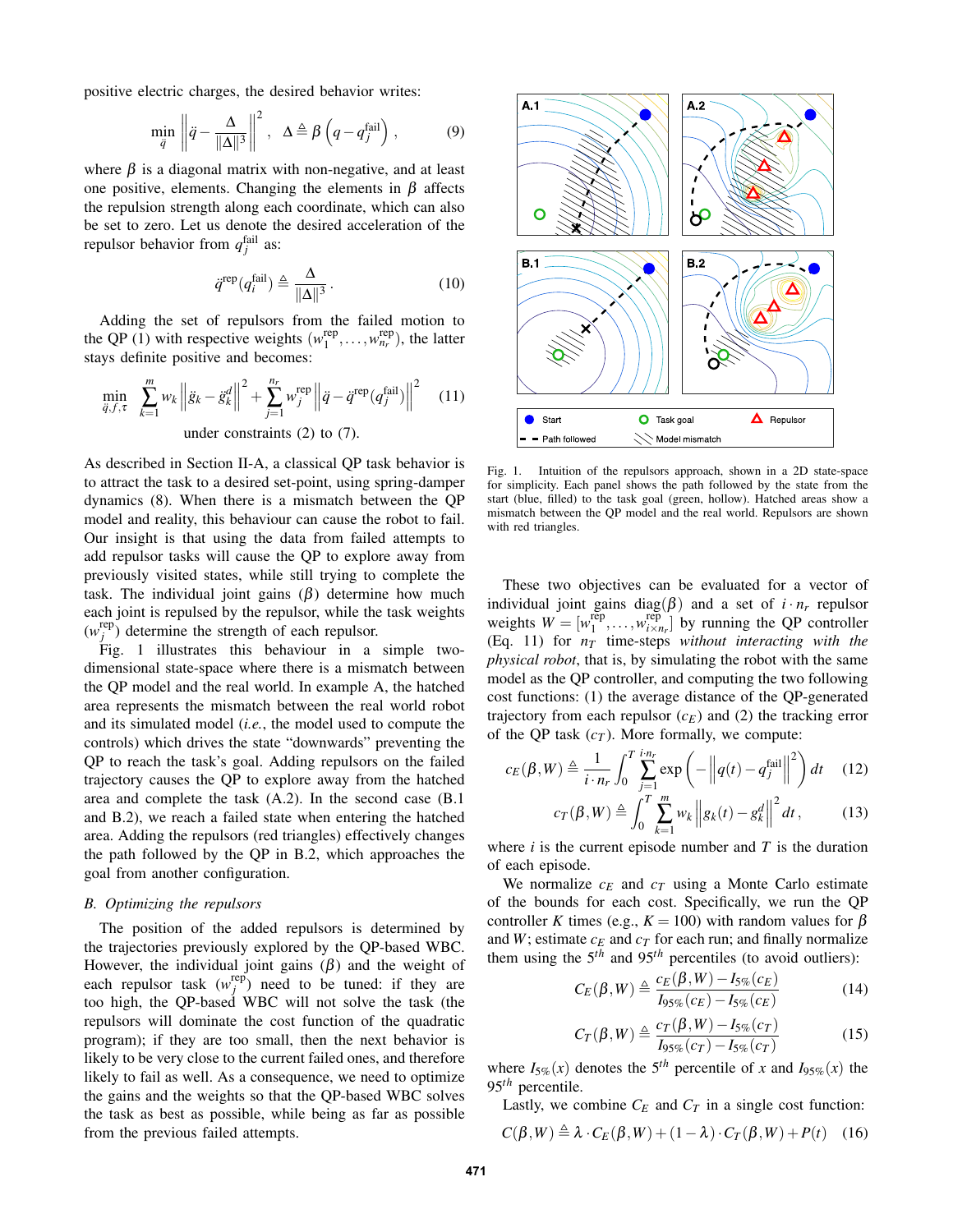positive electric charges, the desired behavior writes:

$$\min_{\ddot{q}} \left\| \ddot{q} - \frac{\Delta}{\|\Delta\|^3} \right\|^2, \quad \Delta \triangleq \beta \left( q - q_j^{\text{fail}} \right), \tag{9}$$

where $\beta$ is a diagonal matrix with non-negative, and at least one positive, elements. Changing the elements in $\beta$ affects the repulsion strength along each coordinate, which can also be set to zero. Let us denote the desired acceleration of the repulsor behavior from $q_j^{\text{fail}}$ as:

$$\ddot{q}^{\text{rep}}(q_i^{\text{fail}}) \triangleq \frac{\Delta}{\|\Delta\|^3}. \tag{10}$$

Adding the set of repulsors from the failed motion to the QP (1) with respective weights $(w_1^{\text{rep}}, \dots, w_{n_r}^{\text{rep}})$, the latter stays definite positive and becomes:

$$\min_{\ddot{q}, f, \tau} \sum_{k=1}^{m} w_k \left\| \ddot{g}_k - \ddot{g}_k^d \right\|^2 + \sum_{j=1}^{n_r} w_j^{\text{rep}} \left\| \ddot{q} - \ddot{q}^{\text{rep}}(q_j^{\text{fail}}) \right\|^2 \tag{11}$$

under constraints (2) to (7).

As described in Section II-A, a classical QP task behavior is to attract the task to a desired set-point, using spring-damper dynamics (8). When there is a mismatch between the QP model and reality, this behaviour can cause the robot to fail. Our insight is that using the data from failed attempts to add repulsor tasks will cause the QP to explore away from previously visited states, while still trying to complete the task. The individual joint gains ($\beta$) determine how much each joint is repulsed by the repulsor, while the task weights ($w_j^{\text{rep}}$) determine the strength of each repulsor.

Fig. 1 illustrates this behaviour in a simple two-dimensional state-space where there is a mismatch between the QP model and the real world. In example A, the hatched area represents the mismatch between the real world robot and its simulated model (*i.e.*, the model used to compute the controls) which drives the state "downwards" preventing the QP to reach the task's goal. Adding repulsors on the failed trajectory causes the QP to explore away from the hatched area and complete the task (A.2). In the second case (B.1 and B.2), we reach a failed state when entering the hatched area. Adding the repulsors (red triangles) effectively changes the path followed by the QP in B.2, which approaches the goal from another configuration.

### B. Optimizing the repulsors

The position of the added repulsors is determined by the trajectories previously explored by the QP-based WBC. However, the individual joint gains ($\beta$) and the weight of each repulsor task ($w_j^{\text{rep}}$) need to be tuned: if they are too high, the QP-based WBC will not solve the task (the repulsors will dominate the cost function of the quadratic program); if they are too small, then the next behavior is likely to be very close to the current failed ones, and therefore likely to fail as well. As a consequence, we need to optimize the gains and the weights so that the QP-based WBC solves the task as best as possible, while being as far as possible from the previous failed attempts.

Fig. 1. Intuition of the repulsors approach, shown in a 2D state-space for simplicity. Each panel shows the path followed by the state from the start (blue, filled) to the task goal (green, hollow). Hatched areas show a mismatch between the QP model and the real world. Repulsors are shown with red triangles.

These two objectives can be evaluated for a vector of individual joint gains diag($\beta$) and a set of $i \cdot n_r$ repulsor weights $W = [w_1^{\text{rep}}, \dots, w_{i \times n_r}^{\text{rep}}]$ by running the QP controller (Eq. 11) for $n_T$ time-steps *without interacting with the physical robot*, that is, by simulating the robot with the same model as the QP controller, and computing the two following cost functions: (1) the average distance of the QP-generated trajectory from each repulsor ($c_E$) and (2) the tracking error of the QP task ($c_T$). More formally, we compute:

$$c_E(\beta, W) \triangleq \frac{1}{i \cdot n_r} \int_0^T \sum_{j=1}^{i \cdot n_r} \exp\left( - \left\| q(t) - q_j^{\text{fail}} \right\|^2 \right) dt \tag{12}$$

$$c_T(\beta, W) \triangleq \int_0^T \sum_{k=1}^{m} w_k \left\| g_k(t) - g_k^d \right\|^2 dt, \tag{13}$$

where $i$ is the current episode number and $T$ is the duration of each episode.

We normalize $c_E$ and $c_T$ using a Monte Carlo estimate of the bounds for each cost. Specifically, we run the QP controller $K$ times (e.g., $K = 100$) with random values for $\beta$ and $W$; estimate $c_E$ and $c_T$ for each run; and finally normalize them using the $5^{th}$ and $95^{th}$ percentiles (to avoid outliers):

$$C_E(\beta, W) \triangleq \frac{c_E(\beta, W) - I_{5\%}(c_E)}{I_{95\%}(c_E) - I_{5\%}(c_E)} \tag{14}$$

$$C_T(\beta, W) \triangleq \frac{c_T(\beta, W) - I_{5\%}(c_T)}{I_{95\%}(c_T) - I_{5\%}(c_T)} \tag{15}$$

where $I_{5\%}(x)$ denotes the $5^{th}$ percentile of $x$ and $I_{95\%}(x)$ the $95^{th}$ percentile.

Lastly, we combine $C_E$ and $C_T$ in a single cost function:

$$C(\beta, W) \triangleq \lambda \cdot C_E(\beta, W) + (1 - \lambda) \cdot C_T(\beta, W) + P(t) \tag{16}$$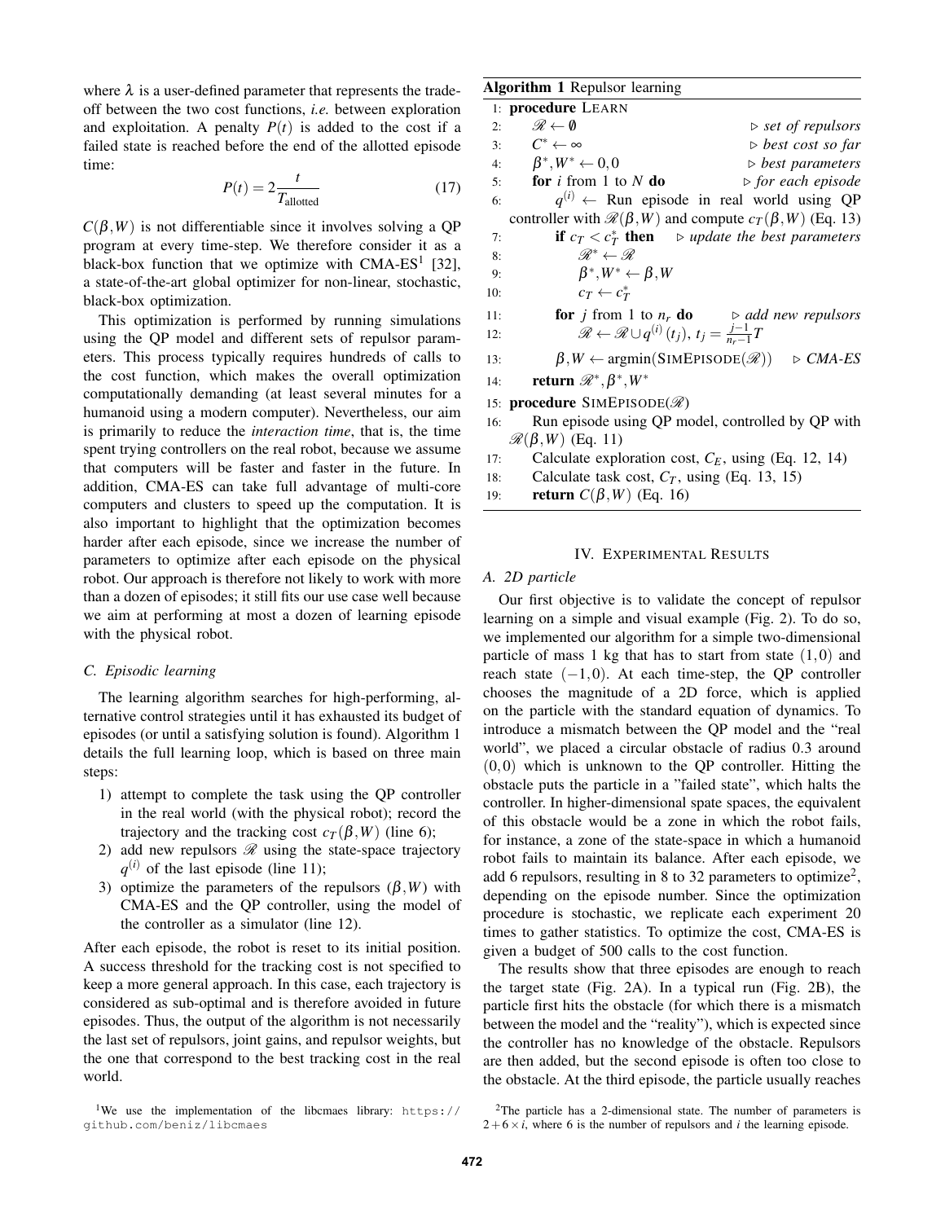where $\lambda$ is a user-defined parameter that represents the trade-off between the two cost functions, *i.e.* between exploration and exploitation. A penalty $P(t)$ is added to the cost if a failed state is reached before the end of the allotted episode time:

$$P(t) = 2\frac{t}{T_{\text{allotted}}} \tag{17}$$

$C(\beta, W)$ is not differentiable since it involves solving a QP program at every time-step. We therefore consider it as a black-box function that we optimize with CMA-ES[1] [32], a state-of-the-art global optimizer for non-linear, stochastic, black-box optimization.

This optimization is performed by running simulations using the QP model and different sets of repulsor parameters. This process typically requires hundreds of calls to the cost function, which makes the overall optimization computationally demanding (at least several minutes for a humanoid using a modern computer). Nevertheless, our aim is primarily to reduce the *interaction time*, that is, the time spent trying controllers on the real robot, because we assume that computers will be faster and faster in the future. In addition, CMA-ES can take full advantage of multi-core computers and clusters to speed up the computation. It is also important to highlight that the optimization becomes harder after each episode, since we increase the number of parameters to optimize after each episode on the physical robot. Our approach is therefore not likely to work with more than a dozen of episodes; it still fits our use case well because we aim at performing at most a dozen of learning episode with the physical robot.

### C. Episodic learning

The learning algorithm searches for high-performing, alternative control strategies until it has exhausted its budget of episodes (or until a satisfying solution is found). Algorithm 1 details the full learning loop, which is based on three main steps:

1) attempt to complete the task using the QP controller in the real world (with the physical robot); record the trajectory and the tracking cost $c_T(\beta, W)$ (line 6);
2) add new repulsors $\mathscr{R}$ using the state-space trajectory $q^{(i)}$ of the last episode (line 11);
3) optimize the parameters of the repulsors $(\beta, W)$ with CMA-ES and the QP controller, using the model of the controller as a simulator (line 12).

After each episode, the robot is reset to its initial position. A success threshold for the tracking cost is not specified to keep a more general approach. In this case, each trajectory is considered as sub-optimal and is therefore avoided in future episodes. Thus, the output of the algorithm is not necessarily the last set of repulsors, joint gains, and repulsor weights, but the one that correspond to the best tracking cost in the real world.

[1] We use the implementation of the libcmaes library: https://github.com/beniz/libcmaes

**Algorithm 1** Repulsor learning

```
1:  procedure LEARN
2:      R ← ∅                                          ▷ set of repulsors
3:      C* ← ∞                                         ▷ best cost so far
4:      β*, W* ← 0, 0                                  ▷ best parameters
5:      for i from 1 to N do                           ▷ for each episode
6:          q^(i) ← Run episode in real world using QP
            controller with R(β, W) and compute c_T(β, W) (Eq. 13)
7:          if c_T < c_T* then                         ▷ update the best parameters
8:              R* ← R
9:              β*, W* ← β, W
10:             c_T ← c_T*
11:         for j from 1 to n_r do                     ▷ add new repulsors
12:             R ← R ∪ q^(i)(t_j), t_j = (j−1)/(n_r−1) T
13:         β, W ← argmin(SIMEPISODE(R))               ▷ CMA-ES
14:     return R*, β*, W*
15: procedure SIMEPISODE(R)
16:     Run episode using QP model, controlled by QP with
        R(β, W) (Eq. 11)
17:     Calculate exploration cost, C_E, using (Eq. 12, 14)
18:     Calculate task cost, C_T, using (Eq. 13, 15)
19:     return C(β, W) (Eq. 16)
```

## IV. Experimental Results

### A. 2D particle

Our first objective is to validate the concept of repulsor learning on a simple and visual example (Fig. 2). To do so, we implemented our algorithm for a simple two-dimensional particle of mass 1 kg that has to start from state $(1,0)$ and reach state $(-1,0)$. At each time-step, the QP controller chooses the magnitude of a 2D force, which is applied on the particle with the standard equation of dynamics. To introduce a mismatch between the QP model and the "real world", we placed a circular obstacle of radius 0.3 around $(0,0)$ which is unknown to the QP controller. Hitting the obstacle puts the particle in a "failed state", which halts the controller. In higher-dimensional spate spaces, the equivalent of this obstacle would be a zone in which the robot fails, for instance, a zone of the state-space in which a humanoid robot fails to maintain its balance. After each episode, we add 6 repulsors, resulting in 8 to 32 parameters to optimize[2], depending on the episode number. Since the optimization procedure is stochastic, we replicate each experiment 20 times to gather statistics. To optimize the cost, CMA-ES is given a budget of 500 calls to the cost function.

The results show that three episodes are enough to reach the target state (Fig. 2A). In a typical run (Fig. 2B), the particle first hits the obstacle (for which there is a mismatch between the model and the "reality"), which is expected since the controller has no knowledge of the obstacle. Repulsors are then added, but the second episode is often too close to the obstacle. At the third episode, the particle usually reaches

[2] The particle has a 2-dimensional state. The number of parameters is $2 + 6 \times i$, where 6 is the number of repulsors and $i$ the learning episode.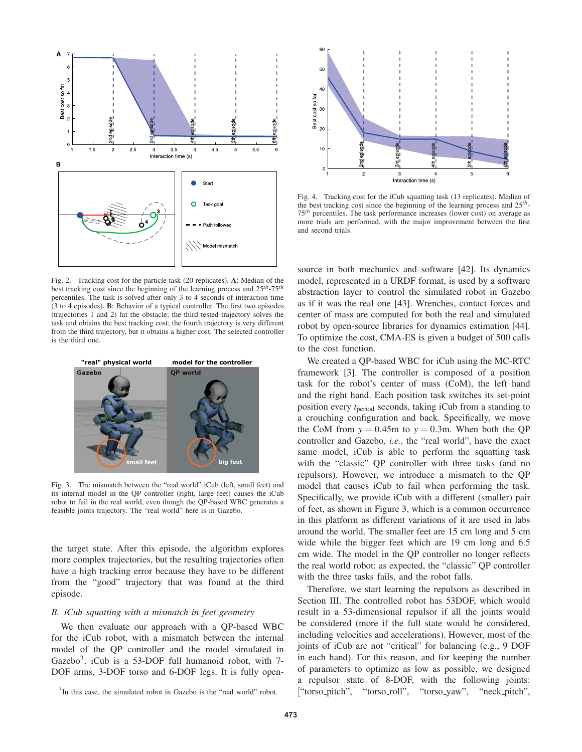Fig. 2. Tracking cost for the particle task (20 replicates). **A**: Median of the best tracking cost since the beginning of the learning process and $25^{th}$-$75^{th}$ percentiles. The task is solved after only 3 to 4 seconds of interaction time (3 to 4 episodes). **B**: Behavior of a typical controller. The first two episodes (trajectories 1 and 2) hit the obstacle; the third tested trajectory solves the task and obtains the best tracking cost; the fourth trajectory is very different from the third trajectory, but it obtains a higher cost. The selected controller is the third one.

Fig. 3. The mismatch between the "real world" iCub (left, small feet) and its internal model in the QP controller (right, large feet) causes the iCub robot to fail in the real world, even though the QP-based WBC generates a feasible joints trajectory. The "real world" here is in Gazebo.

the target state. After this episode, the algorithm explores more complex trajectories, but the resulting trajectories often have a high tracking error because they have to be different from the "good" trajectory that was found at the third episode.

### B. *iCub squatting with a mismatch in feet geometry*

We then evaluate our approach with a QP-based WBC for the iCub robot, with a mismatch between the internal model of the QP controller and the model simulated in Gazebo[3]. iCub is a 53-DOF full humanoid robot, with 7-DOF arms, 3-DOF torso and 6-DOF legs. It is fully open-source in both mechanics and software [42]. Its dynamics model, represented in a URDF format, is used by a software abstraction layer to control the simulated robot in Gazebo as if it was the real one [43]. Wrenches, contact forces and center of mass are computed for both the real and simulated robot by open-source libraries for dynamics estimation [44]. To optimize the cost, CMA-ES is given a budget of 500 calls to the cost function.

[3]In this case, the simulated robot in Gazebo is the "real world" robot.

Fig. 4. Tracking cost for the iCub squatting task (13 replicates). Median of the best tracking cost since the beginning of the learning process and $25^{th}$-$75^{th}$ percentiles. The task performance increases (lower cost) on average as more trials are performed, with the major improvement between the first and second trials.

We created a QP-based WBC for iCub using the MC-RTC framework [3]. The controller is composed of a position task for the robot's center of mass (CoM), the left hand and the right hand. Each position task switches its set-point position every $t_{\text{period}}$ seconds, taking iCub from a standing to a crouching configuration and back. Specifically, we move the CoM from $y = 0.45$m to $y = 0.3$m. When both the QP controller and Gazebo, *i.e.*, the "real world", have the exact same model, iCub is able to perform the squatting task with the "classic" QP controller with three tasks (and no repulsors). However, we introduce a mismatch to the QP model that causes iCub to fail when performing the task. Specifically, we provide iCub with a different (smaller) pair of feet, as shown in Figure 3, which is a common occurrence in this platform as different variations of it are used in labs around the world. The smaller feet are 15 cm long and 5 cm wide while the bigger feet which are 19 cm long and 6.5 cm wide. The model in the QP controller no longer reflects the real world robot: as expected, the "classic" QP controller with the three tasks fails, and the robot falls.

Therefore, we start learning the repulsors as described in Section III. The controlled robot has 53DOF, which would result in a 53-dimensional repulsor if all the joints would be considered (more if the full state would be considered, including velocities and accelerations). However, most of the joints of iCub are not "critical" for balancing (e.g., 9 DOF in each hand). For this reason, and for keeping the number of parameters to optimize as low as possible, we designed a repulsor state of 8-DOF, with the following joints: ["torso_pitch", "torso_roll", "torso_yaw", "neck_pitch",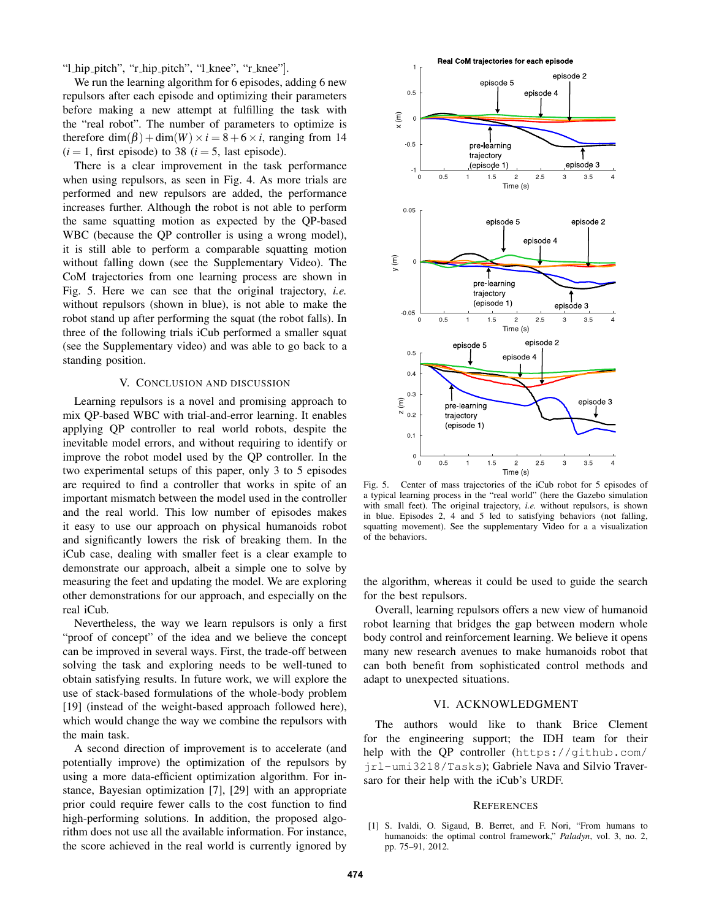"l_hip_pitch", "r_hip_pitch", "l_knee", "r_knee"].

We run the learning algorithm for 6 episodes, adding 6 new repulsors after each episode and optimizing their parameters before making a new attempt at fulfilling the task with the "real robot". The number of parameters to optimize is therefore $\dim(\beta) + \dim(W) \times i = 8 + 6 \times i$, ranging from 14 ($i = 1$, first episode) to 38 ($i = 5$, last episode).

There is a clear improvement in the task performance when using repulsors, as seen in Fig. 4. As more trials are performed and new repulsors are added, the performance increases further. Although the robot is not able to perform the same squatting motion as expected by the QP-based WBC (because the QP controller is using a wrong model), it is still able to perform a comparable squatting motion without falling down (see the Supplementary Video). The CoM trajectories from one learning process are shown in Fig. 5. Here we can see that the original trajectory, *i.e.* without repulsors (shown in blue), is not able to make the robot stand up after performing the squat (the robot falls). In three of the following trials iCub performed a smaller squat (see the Supplementary video) and was able to go back to a standing position.

## V. Conclusion and Discussion

Learning repulsors is a novel and promising approach to mix QP-based WBC with trial-and-error learning. It enables applying QP controller to real world robots, despite the inevitable model errors, and without requiring to identify or improve the robot model used by the QP controller. In the two experimental setups of this paper, only 3 to 5 episodes are required to find a controller that works in spite of an important mismatch between the model used in the controller and the real world. This low number of episodes makes it easy to use our approach on physical humanoids robot and significantly lowers the risk of breaking them. In the iCub case, dealing with smaller feet is a clear example to demonstrate our approach, albeit a simple one to solve by measuring the feet and updating the model. We are exploring other demonstrations for our approach, and especially on the real iCub.

Nevertheless, the way we learn repulsors is only a first "proof of concept" of the idea and we believe the concept can be improved in several ways. First, the trade-off between solving the task and exploring needs to be well-tuned to obtain satisfying results. In future work, we will explore the use of stack-based formulations of the whole-body problem [19] (instead of the weight-based approach followed here), which would change the way we combine the repulsors with the main task.

A second direction of improvement is to accelerate (and potentially improve) the optimization of the repulsors by using a more data-efficient optimization algorithm. For instance, Bayesian optimization [7], [29] with an appropriate prior could require fewer calls to the cost function to find high-performing solutions. In addition, the proposed algorithm does not use all the available information. For instance, the score achieved in the real world is currently ignored by the algorithm, whereas it could be used to guide the search for the best repulsors.

Overall, learning repulsors offers a new view of humanoid robot learning that bridges the gap between modern whole body control and reinforcement learning. We believe it opens many new research avenues to make humanoids robot that can both benefit from sophisticated control methods and adapt to unexpected situations.

Fig. 5. Center of mass trajectories of the iCub robot for 5 episodes of a typical learning process in the "real world" (here the Gazebo simulation with small feet). The original trajectory, *i.e.* without repulsors, is shown in blue. Episodes 2, 4 and 5 led to satisfying behaviors (not falling, squatting movement). See the supplementary Video for a a visualization of the behaviors.

## VI. Acknowledgment

The authors would like to thank Brice Clement for the engineering support; the IDH team for their help with the QP controller (https://github.com/jrl-umi3218/Tasks); Gabriele Nava and Silvio Traversaro for their help with the iCub's URDF.

## References

[1] S. Ivaldi, O. Sigaud, B. Berret, and F. Nori, "From humans to humanoids: the optimal control framework," *Paladyn*, vol. 3, no. 2, pp. 75–91, 2012.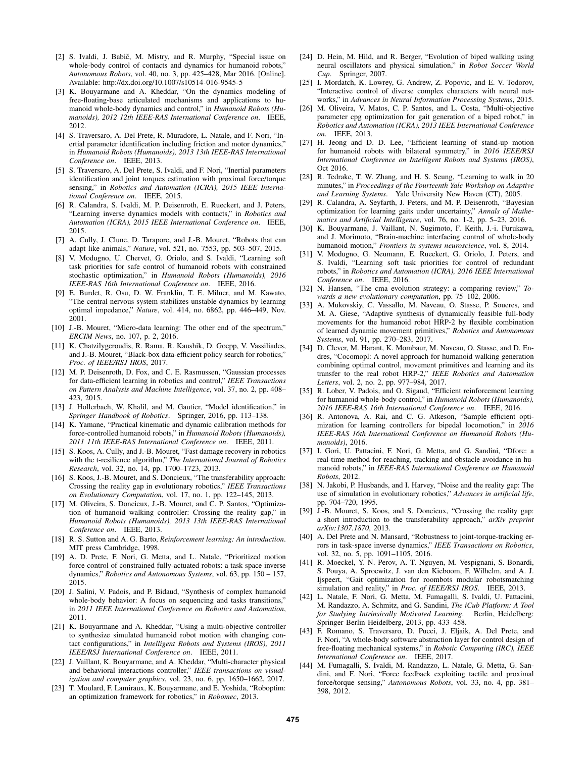[2] S. Ivaldi, J. Babič, M. Mistry, and R. Murphy, "Special issue on whole-body control of contacts and dynamics for humanoid robots," *Autonomous Robots*, vol. 40, no. 3, pp. 425–428, Mar 2016. [Online]. Available: http://dx.doi.org/10.1007/s10514-016-9545-5

[3] K. Bouyarmane and A. Kheddar, "On the dynamics modeling of free-floating-base articulated mechanisms and applications to humanoid whole-body dynamics and control," in *Humanoid Robots (Humanoids), 2012 12th IEEE-RAS International Conference on*. IEEE, 2012.

[4] S. Traversaro, A. Del Prete, R. Muradore, L. Natale, and F. Nori, "Inertial parameter identification including friction and motor dynamics," in *Humanoid Robots (Humanoids), 2013 13th IEEE-RAS International Conference on*. IEEE, 2013.

[5] S. Traversaro, A. Del Prete, S. Ivaldi, and F. Nori, "Inertial parameters identification and joint torques estimation with proximal force/torque sensing," in *Robotics and Automation (ICRA), 2015 IEEE International Conference on*. IEEE, 2015.

[6] R. Calandra, S. Ivaldi, M. P. Deisenroth, E. Rueckert, and J. Peters, "Learning inverse dynamics models with contacts," in *Robotics and Automation (ICRA), 2015 IEEE International Conference on*. IEEE, 2015.

[7] A. Cully, J. Clune, D. Tarapore, and J.-B. Mouret, "Robots that can adapt like animals," *Nature*, vol. 521, no. 7553, pp. 503–507, 2015.

[8] V. Modugno, U. Chervet, G. Oriolo, and S. Ivaldi, "Learning soft task priorities for safe control of humanoid robots with constrained stochastic optimization," in *Humanoid Robots (Humanoids), 2016 IEEE-RAS 16th International Conference on*. IEEE, 2016.

[9] E. Burdet, R. Osu, D. W. Franklin, T. E. Milner, and M. Kawato, "The central nervous system stabilizes unstable dynamics by learning optimal impedance," *Nature*, vol. 414, no. 6862, pp. 446–449, Nov. 2001.

[10] J.-B. Mouret, "Micro-data learning: The other end of the spectrum," *ERCIM News*, no. 107, p. 2, 2016.

[11] K. Chatzilygeroudis, R. Rama, R. Kaushik, D. Goepp, V. Vassiliades, and J.-B. Mouret, "Black-box data-efficient policy search for robotics," *Proc. of IEEE/RSJ IROS*, 2017.

[12] M. P. Deisenroth, D. Fox, and C. E. Rasmussen, "Gaussian processes for data-efficient learning in robotics and control," *IEEE Transactions on Pattern Analysis and Machine Intelligence*, vol. 37, no. 2, pp. 408–423, 2015.

[13] J. Hollerbach, W. Khalil, and M. Gautier, "Model identification," in *Springer Handbook of Robotics*. Springer, 2016, pp. 113–138.

[14] K. Yamane, "Practical kinematic and dynamic calibration methods for force-controlled humanoid robots," in *Humanoid Robots (Humanoids), 2011 11th IEEE-RAS International Conference on*. IEEE, 2011.

[15] S. Koos, A. Cully, and J.-B. Mouret, "Fast damage recovery in robotics with the t-resilience algorithm," *The International Journal of Robotics Research*, vol. 32, no. 14, pp. 1700–1723, 2013.

[16] S. Koos, J.-B. Mouret, and S. Doncieux, "The transferability approach: Crossing the reality gap in evolutionary robotics," *IEEE Transactions on Evolutionary Computation*, vol. 17, no. 1, pp. 122–145, 2013.

[17] M. Oliveira, S. Doncieux, J.-B. Mouret, and C. P. Santos, "Optimization of humanoid walking controller: Crossing the reality gap," in *Humanoid Robots (Humanoids), 2013 13th IEEE-RAS International Conference on*. IEEE, 2013.

[18] R. S. Sutton and A. G. Barto, *Reinforcement learning: An introduction*. MIT press Cambridge, 1998.

[19] A. D. Prete, F. Nori, G. Metta, and L. Natale, "Prioritized motion force control of constrained fully-actuated robots: a task space inverse dynamics," *Robotics and Autonomous Systems*, vol. 63, pp. 150 – 157, 2015.

[20] J. Salini, V. Padois, and P. Bidaud, "Synthesis of complex humanoid whole-body behavior: A focus on sequencing and tasks transitions," in *2011 IEEE International Conference on Robotics and Automation*, 2011.

[21] K. Bouyarmane and A. Kheddar, "Using a multi-objective controller to synthesize simulated humanoid robot motion with changing contact configurations," in *Intelligent Robots and Systems (IROS), 2011 IEEE/RSJ International Conference on*. IEEE, 2011.

[22] J. Vaillant, K. Bouyarmane, and A. Kheddar, "Multi-character physical and behavioral interactions controller," *IEEE transactions on visualization and computer graphics*, vol. 23, no. 6, pp. 1650–1662, 2017.

[23] T. Moulard, F. Lamiraux, K. Bouyarmane, and E. Yoshida, "Roboptim: an optimization framework for robotics," in *Robomec*, 2013.

[24] D. Hein, M. Hild, and R. Berger, "Evolution of biped walking using neural oscillators and physical simulation," in *Robot Soccer World Cup*. Springer, 2007.

[25] I. Mordatch, K. Lowrey, G. Andrew, Z. Popovic, and E. V. Todorov, "Interactive control of diverse complex characters with neural networks," in *Advances in Neural Information Processing Systems*, 2015.

[26] M. Oliveira, V. Matos, C. P. Santos, and L. Costa, "Multi-objective parameter cpg optimization for gait generation of a biped robot," in *Robotics and Automation (ICRA), 2013 IEEE International Conference on*. IEEE, 2013.

[27] H. Jeong and D. D. Lee, "Efficient learning of stand-up motion for humanoid robots with bilateral symmetry," in *2016 IEEE/RSJ International Conference on Intelligent Robots and Systems (IROS)*, Oct 2016.

[28] R. Tedrake, T. W. Zhang, and H. S. Seung, "Learning to walk in 20 minutes," in *Proceedings of the Fourteenth Yale Workshop on Adaptive and Learning Systems*. Yale University New Haven (CT), 2005.

[29] R. Calandra, A. Seyfarth, J. Peters, and M. P. Deisenroth, "Bayesian optimization for learning gaits under uncertainty," *Annals of Mathematics and Artificial Intelligence*, vol. 76, no. 1-2, pp. 5–23, 2016.

[30] K. Bouyarmane, J. Vaillant, N. Sugimoto, F. Keith, J.-i. Furukawa, and J. Morimoto, "Brain-machine interfacing control of whole-body humanoid motion," *Frontiers in systems neuroscience*, vol. 8, 2014.

[31] V. Modugno, G. Neumann, E. Rueckert, G. Oriolo, J. Peters, and S. Ivaldi, "Learning soft task priorities for control of redundant robots," in *Robotics and Automation (ICRA), 2016 IEEE International Conference on*. IEEE, 2016.

[32] N. Hansen, "The cma evolution strategy: a comparing review," *Towards a new evolutionary computation*, pp. 75–102, 2006.

[33] A. Mukovskiy, C. Vassallo, M. Naveau, O. Stasse, P. Soueres, and M. A. Giese, "Adaptive synthesis of dynamically feasible full-body movements for the humanoid robot HRP-2 by flexible combination of learned dynamic movement primitives," *Robotics and Autonomous Systems*, vol. 91, pp. 270–283, 2017.

[34] D. Clever, M. Harant, K. Mombaur, M. Naveau, O. Stasse, and D. Endres, "Cocomopl: A novel approach for humanoid walking generation combining optimal control, movement primitives and learning and its transfer to the real robot HRP-2," *IEEE Robotics and Automation Letters*, vol. 2, no. 2, pp. 977–984, 2017.

[35] R. Lober, V. Padois, and O. Sigaud, "Efficient reinforcement learning for humanoid whole-body control," in *Humanoid Robots (Humanoids), 2016 IEEE-RAS 16th International Conference on*. IEEE, 2016.

[36] R. Antonova, A. Rai, and C. G. Atkeson, "Sample efficient optimization for learning controllers for bipedal locomotion," in *2016 IEEE-RAS 16th International Conference on Humanoid Robots (Humanoids)*, 2016.

[37] I. Gori, U. Pattacini, F. Nori, G. Metta, and G. Sandini, "Dforc: a real-time method for reaching, tracking and obstacle avoidance in humanoid robots," in *IEEE-RAS International Conference on Humanoid Robots*, 2012.

[38] N. Jakobi, P. Husbands, and I. Harvey, "Noise and the reality gap: The use of simulation in evolutionary robotics," *Advances in artificial life*, pp. 704–720, 1995.

[39] J.-B. Mouret, S. Koos, and S. Doncieux, "Crossing the reality gap: a short introduction to the transferability approach," *arXiv preprint arXiv:1307.1870*, 2013.

[40] A. Del Prete and N. Mansard, "Robustness to joint-torque-tracking errors in task-space inverse dynamics," *IEEE Transactions on Robotics*, vol. 32, no. 5, pp. 1091–1105, 2016.

[41] R. Moeckel, Y. N. Perov, A. T. Nguyen, M. Vespignani, S. Bonardi, S. Pouya, A. Sproewitz, J. van den Kieboom, F. Wilhelm, and A. J. Ijspeert, "Gait optimization for roombots modular robotsmatching simulation and reality," in *Proc. of IEEE/RSJ IROS*. IEEE, 2013.

[42] L. Natale, F. Nori, G. Metta, M. Fumagalli, S. Ivaldi, U. Pattacini, M. Randazzo, A. Schmitz, and G. Sandini, *The iCub Platform: A Tool for Studying Intrinsically Motivated Learning*. Berlin, Heidelberg: Springer Berlin Heidelberg, 2013, pp. 433–458.

[43] F. Romano, S. Traversaro, D. Pucci, J. Eljaik, A. Del Prete, and F. Nori, "A whole-body software abstraction layer for control design of free-floating mechanical systems," in *Robotic Computing (IRC), IEEE International Conference on*. IEEE, 2017.

[44] M. Fumagalli, S. Ivaldi, M. Randazzo, L. Natale, G. Metta, G. Sandini, and F. Nori, "Force feedback exploiting tactile and proximal force/torque sensing," *Autonomous Robots*, vol. 33, no. 4, pp. 381–398, 2012.